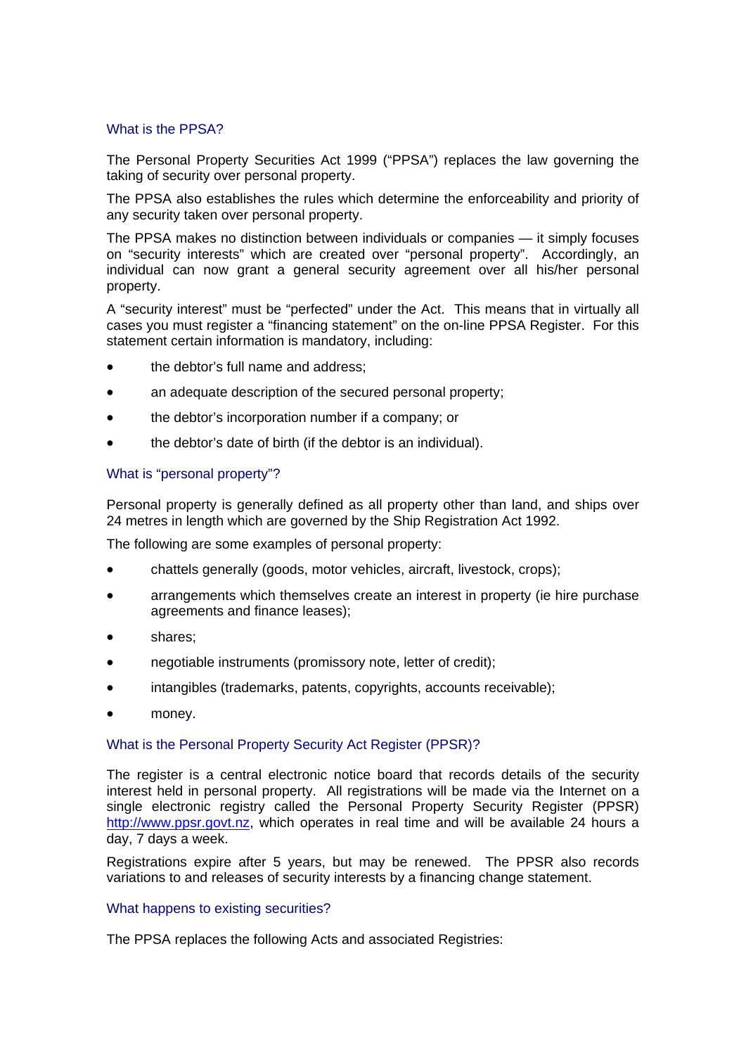## What is the PPSA?

The Personal Property Securities Act 1999 ("PPSA") replaces the law governing the taking of security over personal property.

The PPSA also establishes the rules which determine the enforceability and priority of any security taken over personal property.

The PPSA makes no distinction between individuals or companies — it simply focuses on "security interests" which are created over "personal property". Accordingly, an individual can now grant a general security agreement over all his/her personal property.

A "security interest" must be "perfected" under the Act. This means that in virtually all cases you must register a "financing statement" on the on-line PPSA Register. For this statement certain information is mandatory, including:

- the debtor's full name and address;
- an adequate description of the secured personal property;
- the debtor's incorporation number if a company; or
- the debtor's date of birth (if the debtor is an individual).

## What is "personal property"?

Personal property is generally defined as all property other than land, and ships over 24 metres in length which are governed by the Ship Registration Act 1992.

The following are some examples of personal property:

- chattels generally (goods, motor vehicles, aircraft, livestock, crops);
- arrangements which themselves create an interest in property (ie hire purchase agreements and finance leases);
- shares;
- negotiable instruments (promissory note, letter of credit);
- intangibles (trademarks, patents, copyrights, accounts receivable);
- money.

## What is the Personal Property Security Act Register (PPSR)?

The register is a central electronic notice board that records details of the security interest held in personal property. All registrations will be made via the Internet on a single electronic registry called the Personal Property Security Register (PPSR) http://www.ppsr.govt.nz, which operates in real time and will be available 24 hours a day, 7 days a week.

Registrations expire after 5 years, but may be renewed. The PPSR also records variations to and releases of security interests by a financing change statement.

## What happens to existing securities?

The PPSA replaces the following Acts and associated Registries: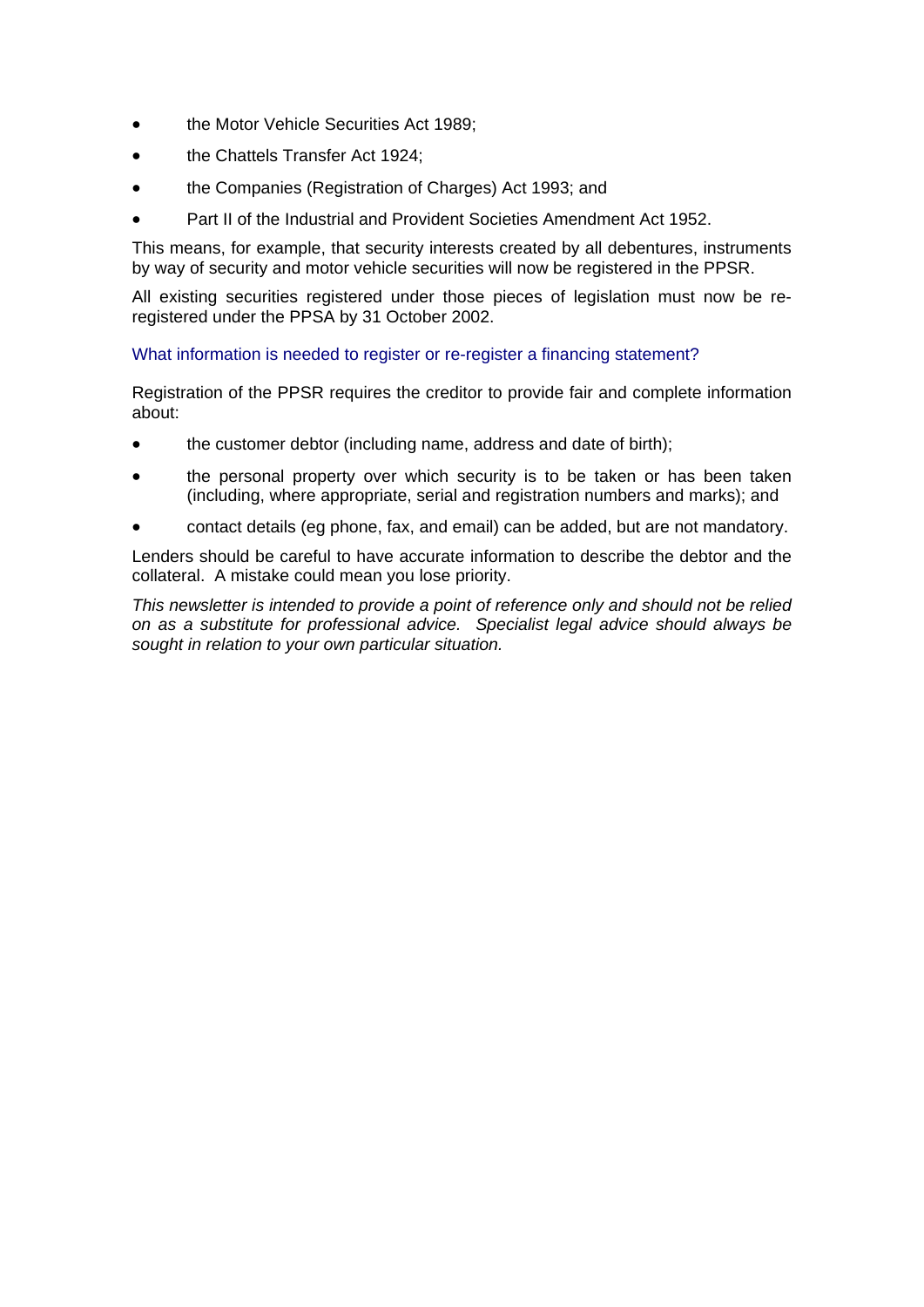- the Motor Vehicle Securities Act 1989;
- the Chattels Transfer Act 1924;
- the Companies (Registration of Charges) Act 1993; and
- Part II of the Industrial and Provident Societies Amendment Act 1952.

This means, for example, that security interests created by all debentures, instruments by way of security and motor vehicle securities will now be registered in the PPSR.

All existing securities registered under those pieces of legislation must now be re-registered under the PPSA by 31 October 2002.

### What information is needed to register or re-register a financing statement?

Registration of the PPSR requires the creditor to provide fair and complete information about:

- the customer debtor (including name, address and date of birth);
- the personal property over which security is to be taken or has been taken (including, where appropriate, serial and registration numbers and marks); and
- contact details (eg phone, fax, and email) can be added, but are not mandatory.

Lenders should be careful to have accurate information to describe the debtor and the collateral. A mistake could mean you lose priority.

*This newsletter is intended to provide a point of reference only and should not be relied on as a substitute for professional advice. Specialist legal advice should always be sought in relation to your own particular situation.*